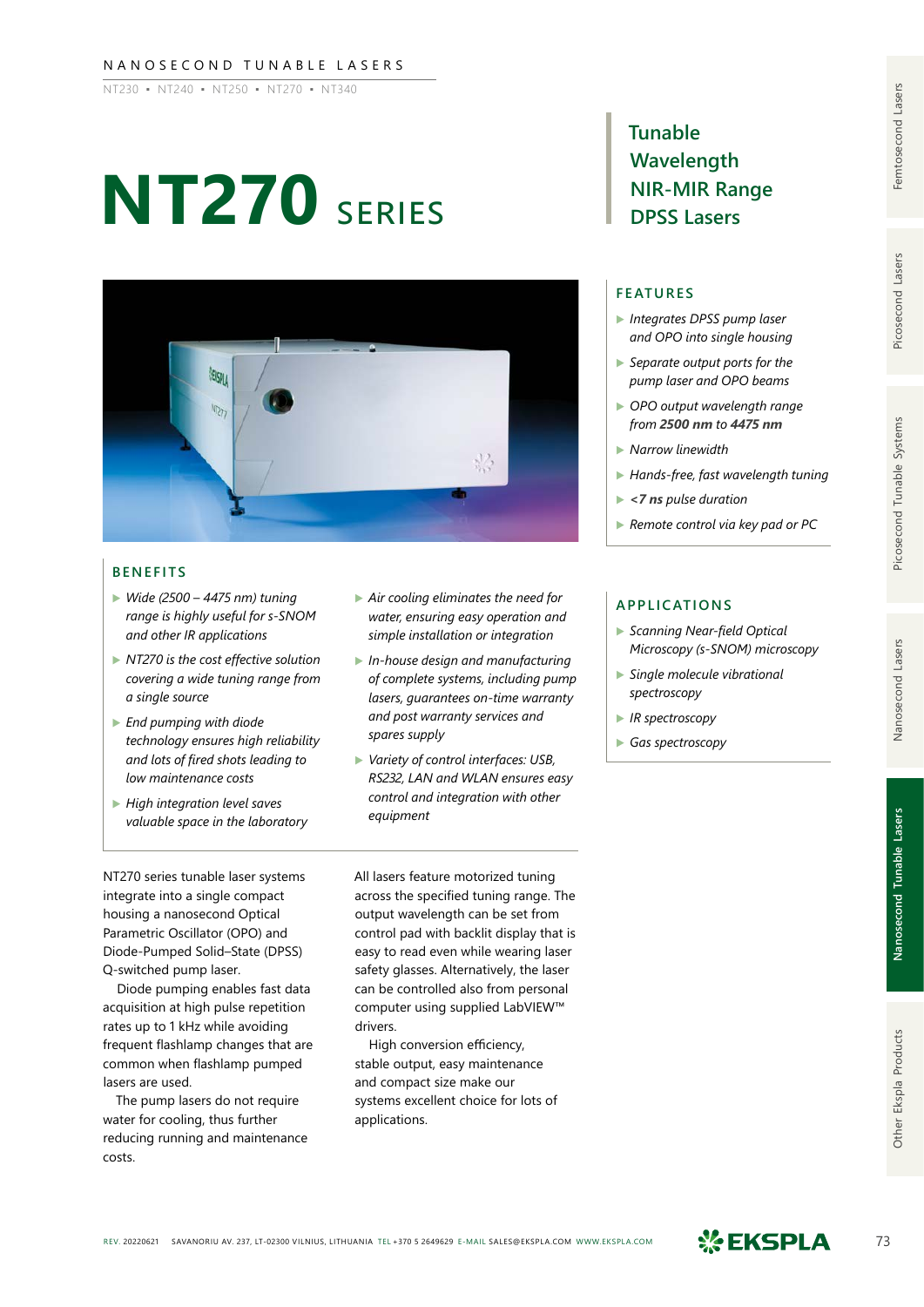NANOSECOND TUNABLE LASERS

NT230 ▪ NT240 ▪ NT250 ▪ NT270 ▪ NT340

# NT270 SERIES

## Tunable Wavelength NIR-MIR Range DPSS Lasers

### FEATURES

- *Integrates DPSS pump laser and OPO into single housing*
- *Separate output ports for the pump laser and OPO beams*
- *OPO output wavelength range from **2500 nm** to **4475 nm***
- *Narrow linewidth*
- *Hands-free, fast wavelength tuning*
- ***<7 ns** pulse duration*
- *Remote control via key pad or PC*

### APPLICATIONS

- *Scanning Near-field Optical Microscopy (s-SNOM) microscopy*
- *Single molecule vibrational spectroscopy*
- *IR spectroscopy*
- *Gas spectroscopy*

### BENEFITS

- *Wide (2500 – 4475 nm) tuning range is highly useful for s-SNOM and other IR applications*
- *NT270 is the cost effective solution covering a wide tuning range from a single source*
- *End pumping with diode technology ensures high reliability and lots of fired shots leading to low maintenance costs*
- *High integration level saves valuable space in the laboratory*
- *Air cooling eliminates the need for water, ensuring easy operation and simple installation or integration*
- *In-house design and manufacturing of complete systems, including pump lasers, guarantees on-time warranty and post warranty services and spares supply*
- *Variety of control interfaces: USB, RS232, LAN and WLAN ensures easy control and integration with other equipment*

NT270 series tunable laser systems integrate into a single compact housing a nanosecond Optical Parametric Oscillator (OPO) and Diode-Pumped Solid–State (DPSS) Q-switched pump laser.

Diode pumping enables fast data acquisition at high pulse repetition rates up to 1 kHz while avoiding frequent flashlamp changes that are common when flashlamp pumped lasers are used.

The pump lasers do not require water for cooling, thus further reducing running and maintenance costs.

All lasers feature motorized tuning across the specified tuning range. The output wavelength can be set from control pad with backlit display that is easy to read even while wearing laser safety glasses. Alternatively, the laser can be controlled also from personal computer using supplied LabVIEW™ drivers.

High conversion efficiency, stable output, easy maintenance and compact size make our systems excellent choice for lots of applications.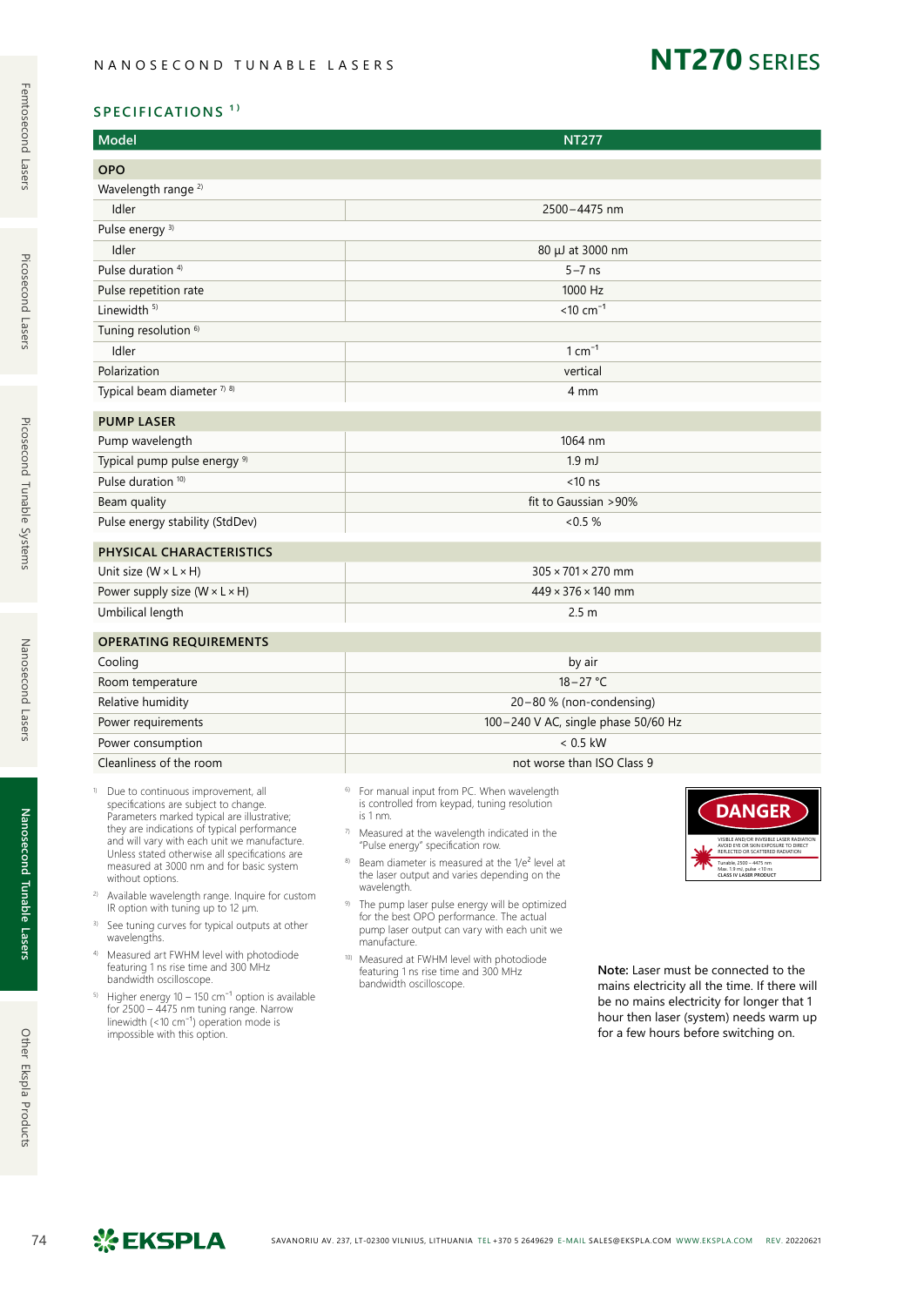## SPECIFICATIONS [1)]

| Model | NT277 |
|---|---|
| **OPO** | |
| Wavelength range [2)] | |
| Idler | 2500 – 4475 nm |
| Pulse energy [3)] | |
| Idler | 80 μJ at 3000 nm |
| Pulse duration [4)] | 5 – 7 ns |
| Pulse repetition rate | 1000 Hz |
| Linewidth [5)] | <10 $cm^{-1}$ |
| Tuning resolution [6)] | |
| Idler | 1 $cm^{-1}$ |
| Polarization | vertical |
| Typical beam diameter [7) 8)] | 4 mm |
| **PUMP LASER** | |
| Pump wavelength | 1064 nm |
| Typical pump pulse energy [9)] | 1.9 mJ |
| Pulse duration [10)] | <10 ns |
| Beam quality | fit to Gaussian >90% |
| Pulse energy stability (StdDev) | <0.5 % |
| **PHYSICAL CHARACTERISTICS** | |
| Unit size (W × L × H) | 305 × 701 × 270 mm |
| Power supply size (W × L × H) | 449 × 376 × 140 mm |
| Umbilical length | 2.5 m |
| **OPERATING REQUIREMENTS** | |
| Cooling | by air |
| Room temperature | 18 – 27 °C |
| Relative humidity | 20 – 80 % (non-condensing) |
| Power requirements | 100 – 240 V AC, single phase 50/60 Hz |
| Power consumption | < 0.5 kW |
| Cleanliness of the room | not worse than ISO Class 9 |

1) Due to continuous improvement, all specifications are subject to change. Parameters marked typical are illustrative; they are indications of typical performance and will vary with each unit we manufacture. Unless stated otherwise all specifications are measured at 3000 nm and for basic system without options.

2) Available wavelength range. Inquire for custom IR option with tuning up to 12 μm.

3) See tuning curves for typical outputs at other wavelengths.

4) Measured art FWHM level with photodiode featuring 1 ns rise time and 300 MHz bandwidth oscilloscope.

5) Higher energy 10 – 150 $cm^{-1}$ option is available for 2500 – 4475 nm tuning range. Narrow linewidth (<10 $cm^{-1}$) operation mode is impossible with this option.

6) For manual input from PC. When wavelength is controlled from keypad, tuning resolution is 1 nm.

7) Measured at the wavelength indicated in the "Pulse energy" specification row.

8) Beam diameter is measured at the $1/e^2$ level at the laser output and varies depending on the wavelength.

9) The pump laser pulse energy will be optimized for the best OPO performance. The actual pump laser output can vary with each unit we manufacture.

10) Measured at FWHM level with photodiode featuring 1 ns rise time and 300 MHz bandwidth oscilloscope.

DANGER

VISIBLE AND/OR INVISIBLE LASER RADIATION
AVOID EYE OR SKIN EXPOSURE TO DIRECT REFLECTED OR SCATTERED RADIATION
Tunable, 2500 – 4475 nm
Max. 1.9 mJ, pulse <10 ns
CLASS IV LASER PRODUCT

**Note:** Laser must be connected to the mains electricity all the time. If there will be no mains electricity for longer that 1 hour then laser (system) needs warm up for a few hours before switching on.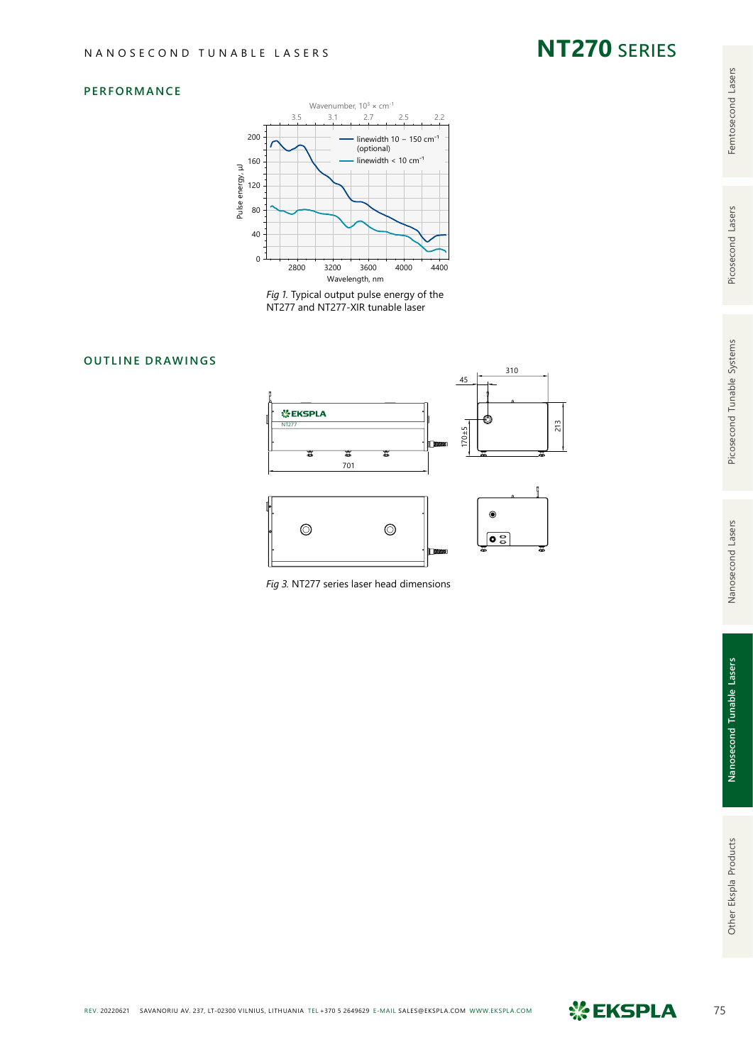## PERFORMANCE

Wavenumber, $10^3 \times cm^{-1}$

3.5 3.1 2.7 2.5 2.2

Pulse energy, μJ

200 160 120 80 40 0

linewidth 10 – 150 $cm^{-1}$ (optional)

linewidth < 10 $cm^{-1}$

2800 3200 3600 4000 4400

Wavelength, nm

*Fig 1.* Typical output pulse energy of the NT277 and NT277-XIR tunable laser

## OUTLINE DRAWINGS

EKSPLA

NT277

701

45

310

170±5

213

*Fig 3.* NT277 series laser head dimensions